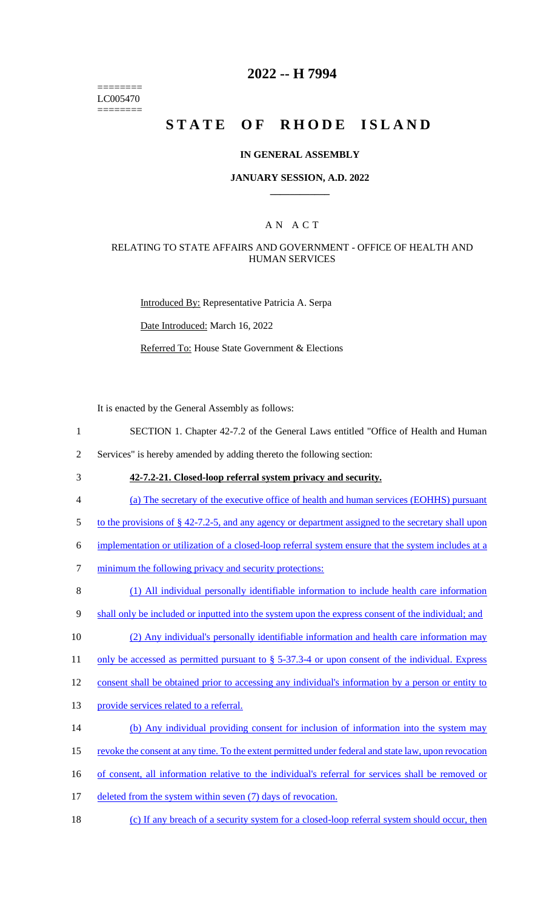========
LC005470
========

# 2022 -- H 7994

# STATE OF RHODE ISLAND

## IN GENERAL ASSEMBLY

### JANUARY SESSION, A.D. 2022

____________

### A N A C T

RELATING TO STATE AFFAIRS AND GOVERNMENT - OFFICE OF HEALTH AND HUMAN SERVICES

Introduced By: Representative Patricia A. Serpa

Date Introduced: March 16, 2022

Referred To: House State Government & Elections

It is enacted by the General Assembly as follows:

1 SECTION 1. Chapter 42-7.2 of the General Laws entitled "Office of Health and Human
2 Services" is hereby amended by adding thereto the following section:

3 **42-7.2-21. Closed-loop referral system privacy and security.**

4 (a) The secretary of the executive office of health and human services (EOHHS) pursuant
5 to the provisions of § 42-7.2-5, and any agency or department assigned to the secretary shall upon
6 implementation or utilization of a closed-loop referral system ensure that the system includes at a
7 minimum the following privacy and security protections:

8 (1) All individual personally identifiable information to include health care information
9 shall only be included or inputted into the system upon the express consent of the individual; and

10 (2) Any individual's personally identifiable information and health care information may
11 only be accessed as permitted pursuant to § 5-37.3-4 or upon consent of the individual. Express
12 consent shall be obtained prior to accessing any individual's information by a person or entity to
13 provide services related to a referral.

14 (b) Any individual providing consent for inclusion of information into the system may
15 revoke the consent at any time. To the extent permitted under federal and state law, upon revocation
16 of consent, all information relative to the individual's referral for services shall be removed or
17 deleted from the system within seven (7) days of revocation.

18 (c) If any breach of a security system for a closed-loop referral system should occur, then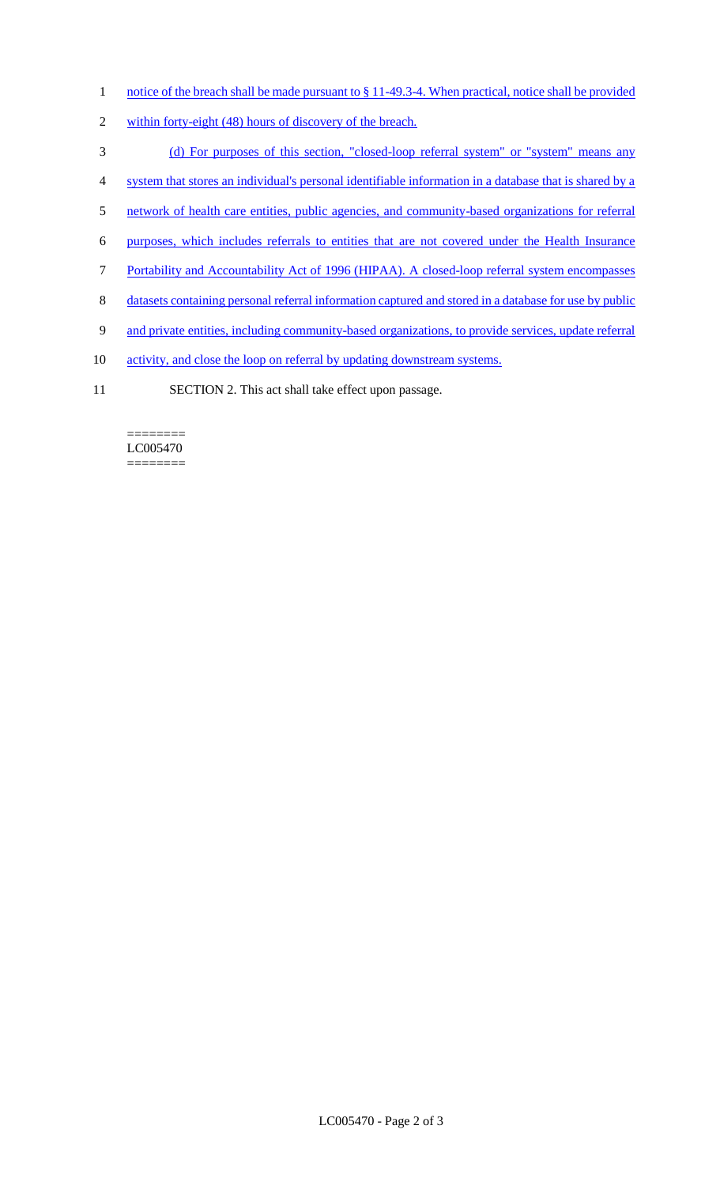notice of the breach shall be made pursuant to § 11-49.3-4. When practical, notice shall be provided within forty-eight (48) hours of discovery of the breach.

(d) For purposes of this section, "closed-loop referral system" or "system" means any system that stores an individual's personal identifiable information in a database that is shared by a network of health care entities, public agencies, and community-based organizations for referral purposes, which includes referrals to entities that are not covered under the Health Insurance Portability and Accountability Act of 1996 (HIPAA). A closed-loop referral system encompasses datasets containing personal referral information captured and stored in a database for use by public and private entities, including community-based organizations, to provide services, update referral activity, and close the loop on referral by updating downstream systems.

SECTION 2. This act shall take effect upon passage.

========
LC005470
========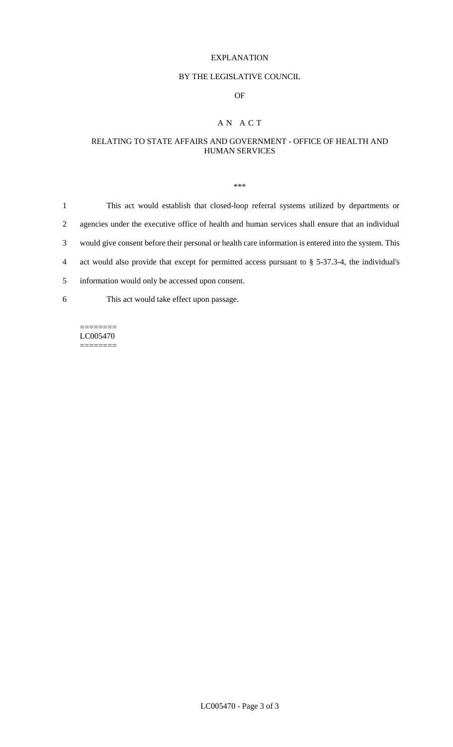EXPLANATION

BY THE LEGISLATIVE COUNCIL

OF

# A N  A C T

RELATING TO STATE AFFAIRS AND GOVERNMENT - OFFICE OF HEALTH AND HUMAN SERVICES

\*\*\*

1 This act would establish that closed-loop referral systems utilized by departments or
2 agencies under the executive office of health and human services shall ensure that an individual
3 would give consent before their personal or health care information is entered into the system. This
4 act would also provide that except for permitted access pursuant to § 5-37.3-4, the individual's
5 information would only be accessed upon consent.
6 This act would take effect upon passage.

========
LC005470
========